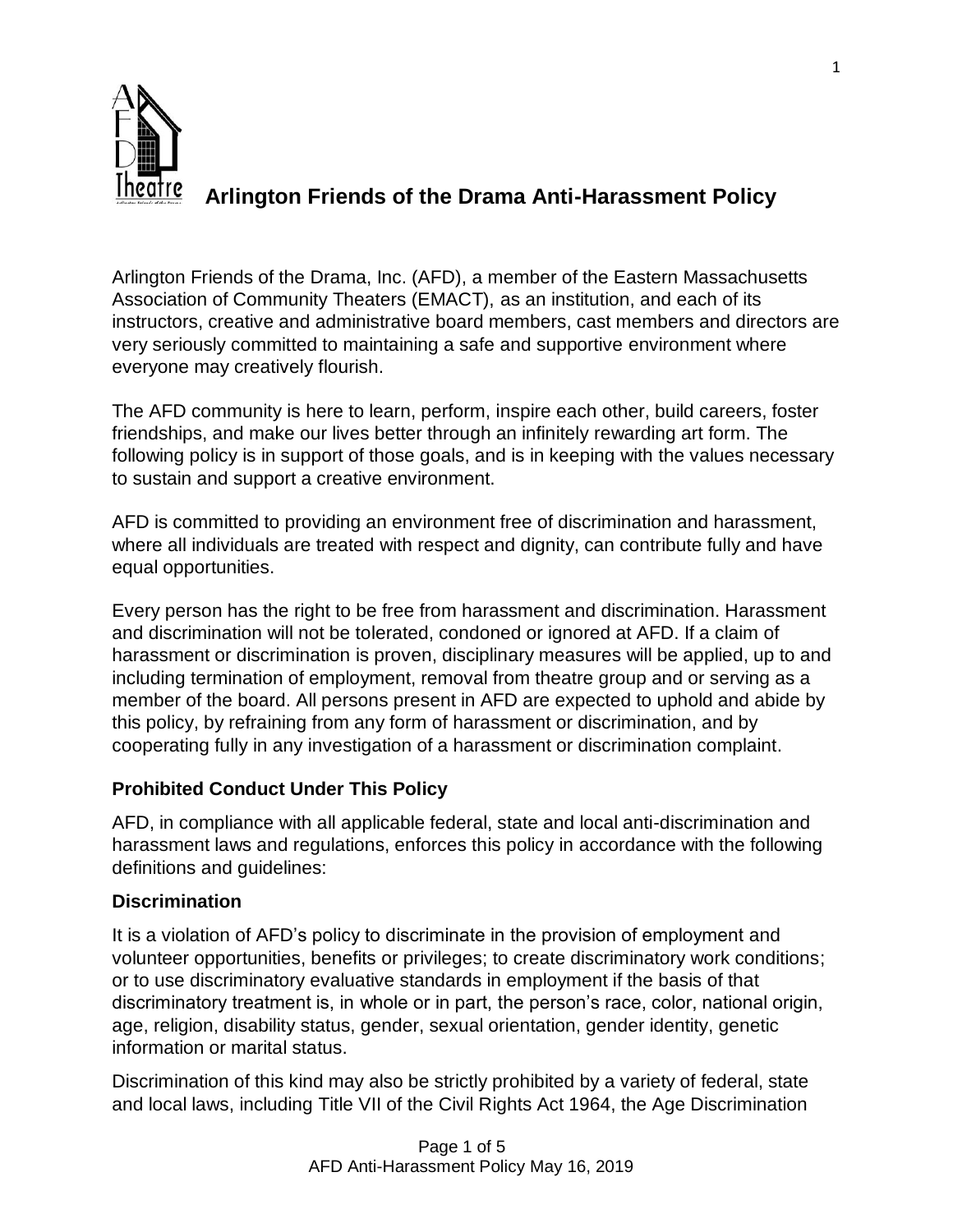# Arlington Friends of the Drama Anti-Harassment Policy

Arlington Friends of the Drama, Inc. (AFD), a member of the Eastern Massachusetts Association of Community Theaters (EMACT), as an institution, and each of its instructors, creative and administrative board members, cast members and directors are very seriously committed to maintaining a safe and supportive environment where everyone may creatively flourish.

The AFD community is here to learn, perform, inspire each other, build careers, foster friendships, and make our lives better through an infinitely rewarding art form. The following policy is in support of those goals, and is in keeping with the values necessary to sustain and support a creative environment.

AFD is committed to providing an environment free of discrimination and harassment, where all individuals are treated with respect and dignity, can contribute fully and have equal opportunities.

Every person has the right to be free from harassment and discrimination. Harassment and discrimination will not be tolerated, condoned or ignored at AFD. If a claim of harassment or discrimination is proven, disciplinary measures will be applied, up to and including termination of employment, removal from theatre group and or serving as a member of the board. All persons present in AFD are expected to uphold and abide by this policy, by refraining from any form of harassment or discrimination, and by cooperating fully in any investigation of a harassment or discrimination complaint.

## Prohibited Conduct Under This Policy

AFD, in compliance with all applicable federal, state and local anti-discrimination and harassment laws and regulations, enforces this policy in accordance with the following definitions and guidelines:

### Discrimination

It is a violation of AFD's policy to discriminate in the provision of employment and volunteer opportunities, benefits or privileges; to create discriminatory work conditions; or to use discriminatory evaluative standards in employment if the basis of that discriminatory treatment is, in whole or in part, the person's race, color, national origin, age, religion, disability status, gender, sexual orientation, gender identity, genetic information or marital status.

Discrimination of this kind may also be strictly prohibited by a variety of federal, state and local laws, including Title VII of the Civil Rights Act 1964, the Age Discrimination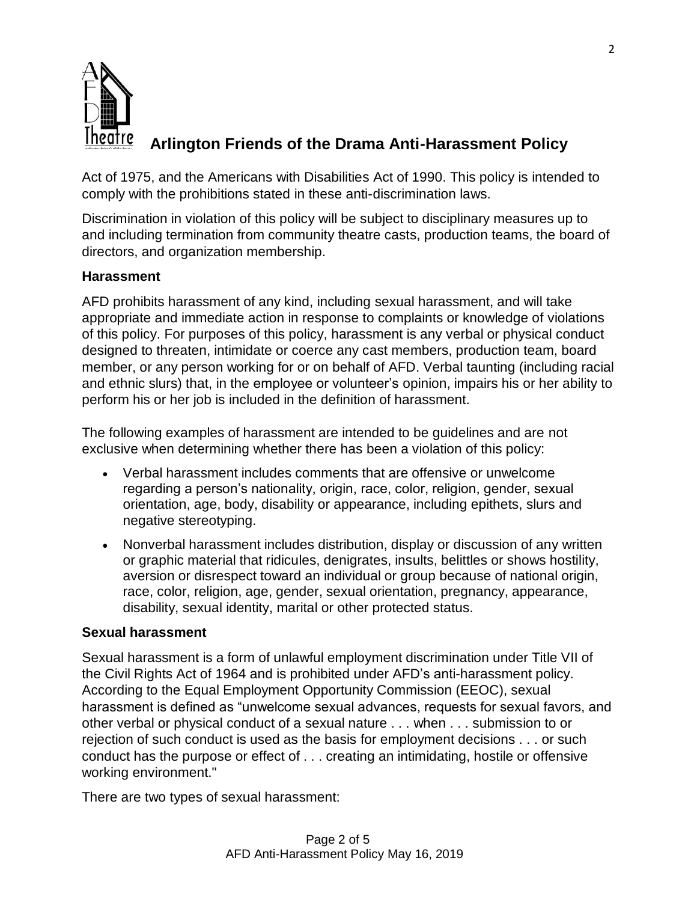Act of 1975, and the Americans with Disabilities Act of 1990. This policy is intended to comply with the prohibitions stated in these anti-discrimination laws.

Discrimination in violation of this policy will be subject to disciplinary measures up to and including termination from community theatre casts, production teams, the board of directors, and organization membership.

### Harassment

AFD prohibits harassment of any kind, including sexual harassment, and will take appropriate and immediate action in response to complaints or knowledge of violations of this policy. For purposes of this policy, harassment is any verbal or physical conduct designed to threaten, intimidate or coerce any cast members, production team, board member, or any person working for or on behalf of AFD. Verbal taunting (including racial and ethnic slurs) that, in the employee or volunteer's opinion, impairs his or her ability to perform his or her job is included in the definition of harassment.

The following examples of harassment are intended to be guidelines and are not exclusive when determining whether there has been a violation of this policy:

- Verbal harassment includes comments that are offensive or unwelcome regarding a person's nationality, origin, race, color, religion, gender, sexual orientation, age, body, disability or appearance, including epithets, slurs and negative stereotyping.
- Nonverbal harassment includes distribution, display or discussion of any written or graphic material that ridicules, denigrates, insults, belittles or shows hostility, aversion or disrespect toward an individual or group because of national origin, race, color, religion, age, gender, sexual orientation, pregnancy, appearance, disability, sexual identity, marital or other protected status.

### Sexual harassment

Sexual harassment is a form of unlawful employment discrimination under Title VII of the Civil Rights Act of 1964 and is prohibited under AFD's anti-harassment policy. According to the Equal Employment Opportunity Commission (EEOC), sexual harassment is defined as "unwelcome sexual advances, requests for sexual favors, and other verbal or physical conduct of a sexual nature . . . when . . . submission to or rejection of such conduct is used as the basis for employment decisions . . . or such conduct has the purpose or effect of . . . creating an intimidating, hostile or offensive working environment."

There are two types of sexual harassment: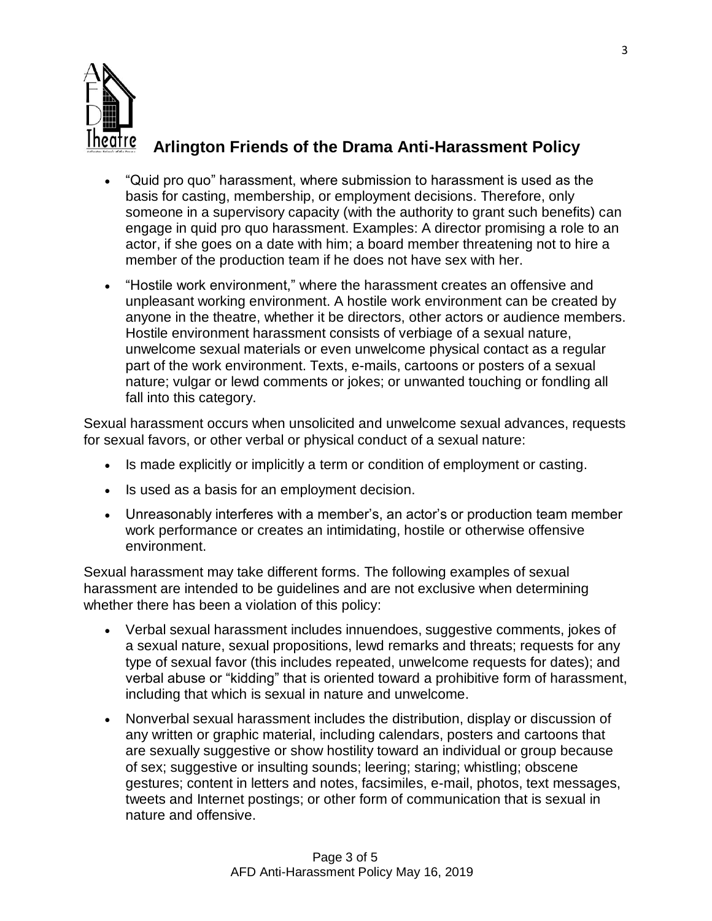# Arlington Friends of the Drama Anti-Harassment Policy

- "Quid pro quo" harassment, where submission to harassment is used as the basis for casting, membership, or employment decisions. Therefore, only someone in a supervisory capacity (with the authority to grant such benefits) can engage in quid pro quo harassment. Examples: A director promising a role to an actor, if she goes on a date with him; a board member threatening not to hire a member of the production team if he does not have sex with her.

- "Hostile work environment," where the harassment creates an offensive and unpleasant working environment. A hostile work environment can be created by anyone in the theatre, whether it be directors, other actors or audience members. Hostile environment harassment consists of verbiage of a sexual nature, unwelcome sexual materials or even unwelcome physical contact as a regular part of the work environment. Texts, e-mails, cartoons or posters of a sexual nature; vulgar or lewd comments or jokes; or unwanted touching or fondling all fall into this category.

Sexual harassment occurs when unsolicited and unwelcome sexual advances, requests for sexual favors, or other verbal or physical conduct of a sexual nature:

- Is made explicitly or implicitly a term or condition of employment or casting.
- Is used as a basis for an employment decision.
- Unreasonably interferes with a member's, an actor's or production team member work performance or creates an intimidating, hostile or otherwise offensive environment.

Sexual harassment may take different forms. The following examples of sexual harassment are intended to be guidelines and are not exclusive when determining whether there has been a violation of this policy:

- Verbal sexual harassment includes innuendoes, suggestive comments, jokes of a sexual nature, sexual propositions, lewd remarks and threats; requests for any type of sexual favor (this includes repeated, unwelcome requests for dates); and verbal abuse or "kidding" that is oriented toward a prohibitive form of harassment, including that which is sexual in nature and unwelcome.

- Nonverbal sexual harassment includes the distribution, display or discussion of any written or graphic material, including calendars, posters and cartoons that are sexually suggestive or show hostility toward an individual or group because of sex; suggestive or insulting sounds; leering; staring; whistling; obscene gestures; content in letters and notes, facsimiles, e-mail, photos, text messages, tweets and Internet postings; or other form of communication that is sexual in nature and offensive.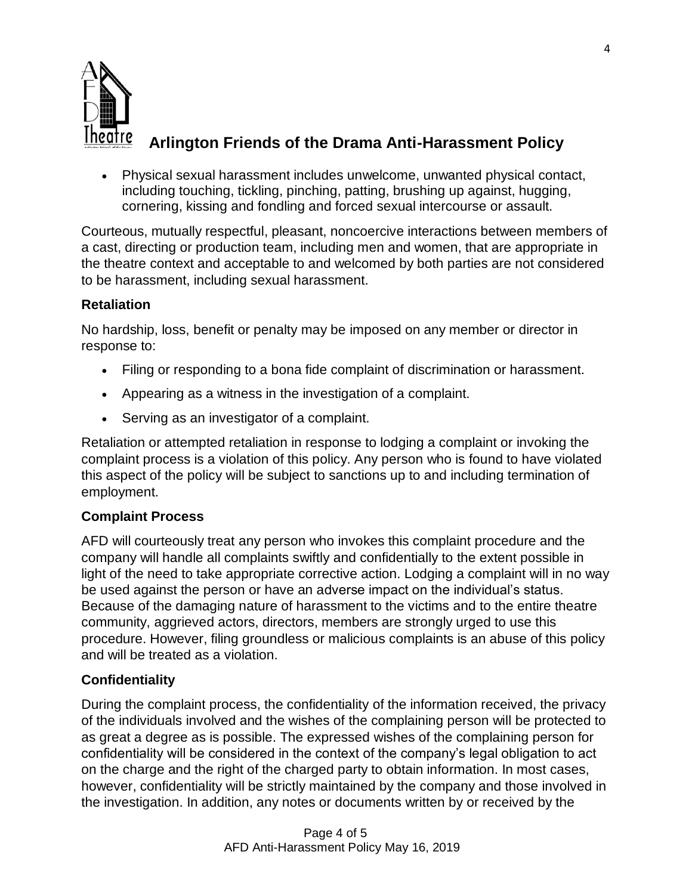- Physical sexual harassment includes unwelcome, unwanted physical contact, including touching, tickling, pinching, patting, brushing up against, hugging, cornering, kissing and fondling and forced sexual intercourse or assault.

Courteous, mutually respectful, pleasant, noncoercive interactions between members of a cast, directing or production team, including men and women, that are appropriate in the theatre context and acceptable to and welcomed by both parties are not considered to be harassment, including sexual harassment.

### Retaliation

No hardship, loss, benefit or penalty may be imposed on any member or director in response to:

- Filing or responding to a bona fide complaint of discrimination or harassment.
- Appearing as a witness in the investigation of a complaint.
- Serving as an investigator of a complaint.

Retaliation or attempted retaliation in response to lodging a complaint or invoking the complaint process is a violation of this policy. Any person who is found to have violated this aspect of the policy will be subject to sanctions up to and including termination of employment.

### Complaint Process

AFD will courteously treat any person who invokes this complaint procedure and the company will handle all complaints swiftly and confidentially to the extent possible in light of the need to take appropriate corrective action. Lodging a complaint will in no way be used against the person or have an adverse impact on the individual's status. Because of the damaging nature of harassment to the victims and to the entire theatre community, aggrieved actors, directors, members are strongly urged to use this procedure. However, filing groundless or malicious complaints is an abuse of this policy and will be treated as a violation.

### Confidentiality

During the complaint process, the confidentiality of the information received, the privacy of the individuals involved and the wishes of the complaining person will be protected to as great a degree as is possible. The expressed wishes of the complaining person for confidentiality will be considered in the context of the company's legal obligation to act on the charge and the right of the charged party to obtain information. In most cases, however, confidentiality will be strictly maintained by the company and those involved in the investigation. In addition, any notes or documents written by or received by the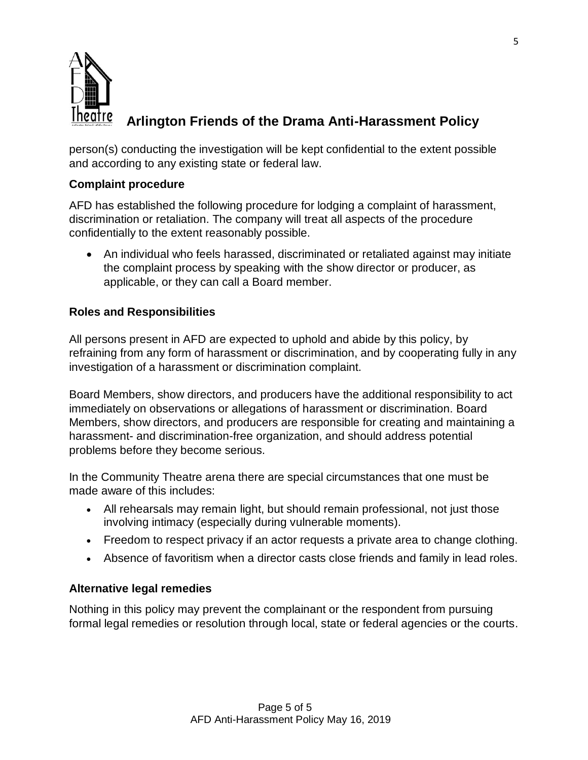person(s) conducting the investigation will be kept confidential to the extent possible and according to any existing state or federal law.

### Complaint procedure

AFD has established the following procedure for lodging a complaint of harassment, discrimination or retaliation. The company will treat all aspects of the procedure confidentially to the extent reasonably possible.

- An individual who feels harassed, discriminated or retaliated against may initiate the complaint process by speaking with the show director or producer, as applicable, or they can call a Board member.

### Roles and Responsibilities

All persons present in AFD are expected to uphold and abide by this policy, by refraining from any form of harassment or discrimination, and by cooperating fully in any investigation of a harassment or discrimination complaint.

Board Members, show directors, and producers have the additional responsibility to act immediately on observations or allegations of harassment or discrimination. Board Members, show directors, and producers are responsible for creating and maintaining a harassment- and discrimination-free organization, and should address potential problems before they become serious.

In the Community Theatre arena there are special circumstances that one must be made aware of this includes:

- All rehearsals may remain light, but should remain professional, not just those involving intimacy (especially during vulnerable moments).
- Freedom to respect privacy if an actor requests a private area to change clothing.
- Absence of favoritism when a director casts close friends and family in lead roles.

### Alternative legal remedies

Nothing in this policy may prevent the complainant or the respondent from pursuing formal legal remedies or resolution through local, state or federal agencies or the courts.